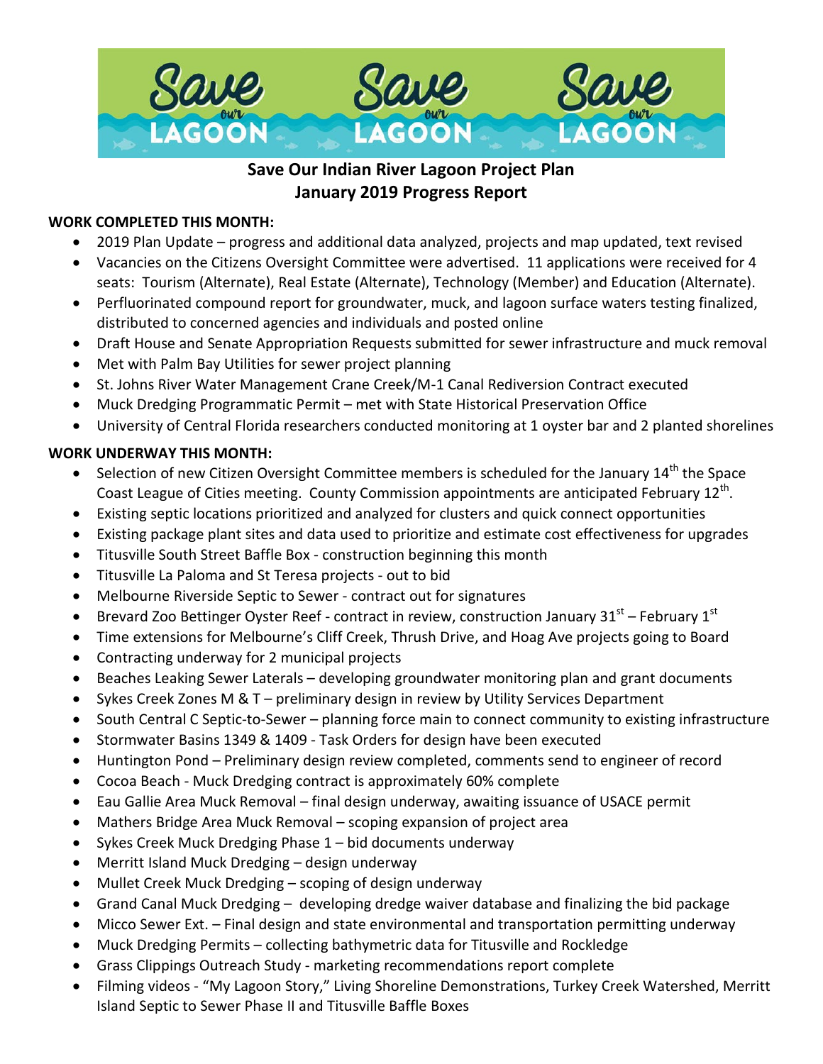# Save Our Indian River Lagoon Project Plan
## January 2019 Progress Report

**WORK COMPLETED THIS MONTH:**

- 2019 Plan Update – progress and additional data analyzed, projects and map updated, text revised
- Vacancies on the Citizens Oversight Committee were advertised. 11 applications were received for 4 seats: Tourism (Alternate), Real Estate (Alternate), Technology (Member) and Education (Alternate).
- Perfluorinated compound report for groundwater, muck, and lagoon surface waters testing finalized, distributed to concerned agencies and individuals and posted online
- Draft House and Senate Appropriation Requests submitted for sewer infrastructure and muck removal
- Met with Palm Bay Utilities for sewer project planning
- St. Johns River Water Management Crane Creek/M-1 Canal Rediversion Contract executed
- Muck Dredging Programmatic Permit – met with State Historical Preservation Office
- University of Central Florida researchers conducted monitoring at 1 oyster bar and 2 planted shorelines

**WORK UNDERWAY THIS MONTH:**

- Selection of new Citizen Oversight Committee members is scheduled for the January 14th the Space Coast League of Cities meeting. County Commission appointments are anticipated February 12th.
- Existing septic locations prioritized and analyzed for clusters and quick connect opportunities
- Existing package plant sites and data used to prioritize and estimate cost effectiveness for upgrades
- Titusville South Street Baffle Box - construction beginning this month
- Titusville La Paloma and St Teresa projects - out to bid
- Melbourne Riverside Septic to Sewer - contract out for signatures
- Brevard Zoo Bettinger Oyster Reef - contract in review, construction January 31st – February 1st
- Time extensions for Melbourne's Cliff Creek, Thrush Drive, and Hoag Ave projects going to Board
- Contracting underway for 2 municipal projects
- Beaches Leaking Sewer Laterals – developing groundwater monitoring plan and grant documents
- Sykes Creek Zones M & T – preliminary design in review by Utility Services Department
- South Central C Septic-to-Sewer – planning force main to connect community to existing infrastructure
- Stormwater Basins 1349 & 1409 - Task Orders for design have been executed
- Huntington Pond – Preliminary design review completed, comments send to engineer of record
- Cocoa Beach - Muck Dredging contract is approximately 60% complete
- Eau Gallie Area Muck Removal – final design underway, awaiting issuance of USACE permit
- Mathers Bridge Area Muck Removal – scoping expansion of project area
- Sykes Creek Muck Dredging Phase 1 – bid documents underway
- Merritt Island Muck Dredging – design underway
- Mullet Creek Muck Dredging – scoping of design underway
- Grand Canal Muck Dredging – developing dredge waiver database and finalizing the bid package
- Micco Sewer Ext. – Final design and state environmental and transportation permitting underway
- Muck Dredging Permits – collecting bathymetric data for Titusville and Rockledge
- Grass Clippings Outreach Study - marketing recommendations report complete
- Filming videos - "My Lagoon Story," Living Shoreline Demonstrations, Turkey Creek Watershed, Merritt Island Septic to Sewer Phase II and Titusville Baffle Boxes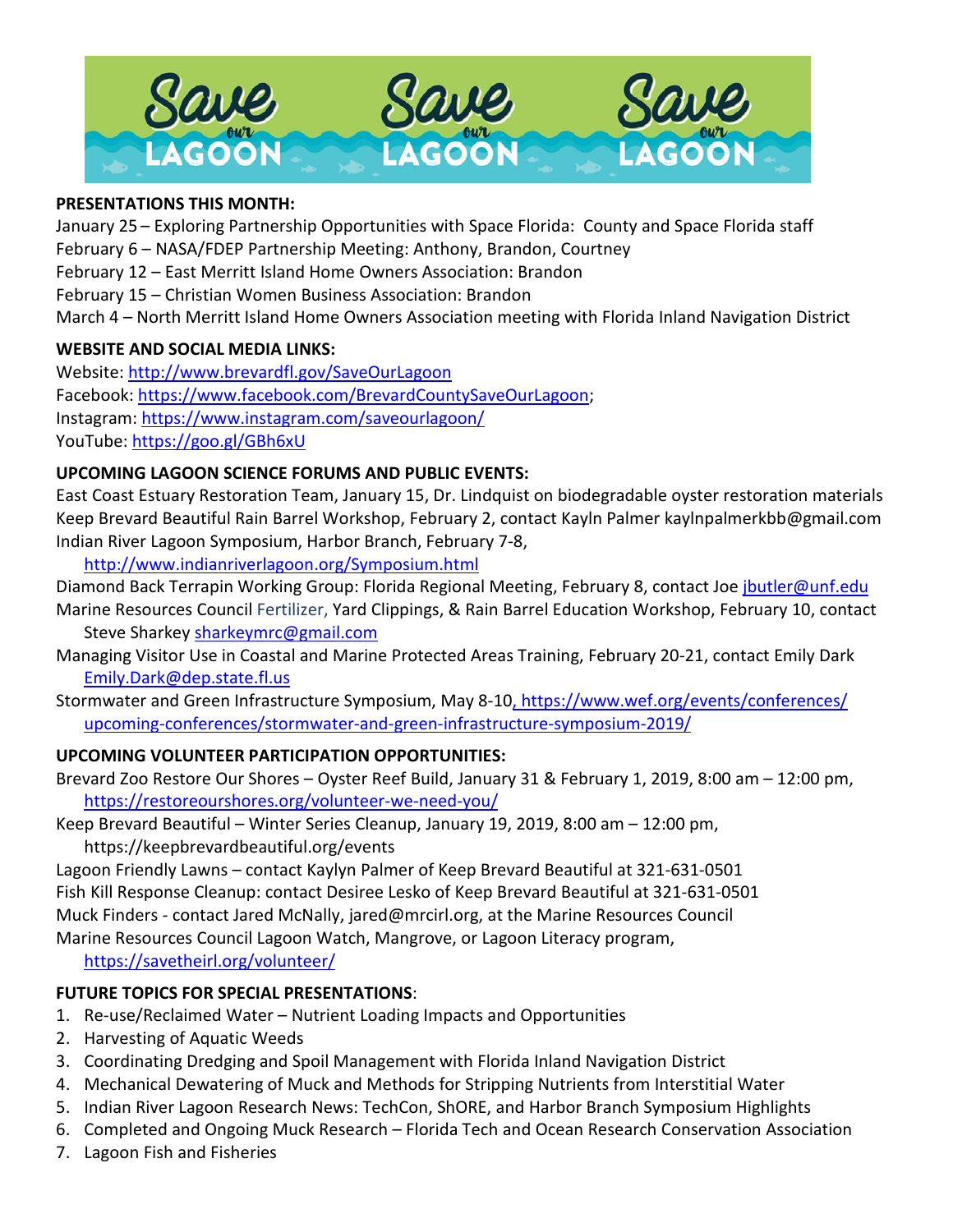**PRESENTATIONS THIS MONTH:**

January 25 – Exploring Partnership Opportunities with Space Florida: County and Space Florida staff
February 6 – NASA/FDEP Partnership Meeting: Anthony, Brandon, Courtney
February 12 – East Merritt Island Home Owners Association: Brandon
February 15 – Christian Women Business Association: Brandon
March 4 – North Merritt Island Home Owners Association meeting with Florida Inland Navigation District

**WEBSITE AND SOCIAL MEDIA LINKS:**

Website: http://www.brevardfl.gov/SaveOurLagoon
Facebook: https://www.facebook.com/BrevardCountySaveOurLagoon;
Instagram: https://www.instagram.com/saveourlagoon/
YouTube: https://goo.gl/GBh6xU

**UPCOMING LAGOON SCIENCE FORUMS AND PUBLIC EVENTS:**

East Coast Estuary Restoration Team, January 15, Dr. Lindquist on biodegradable oyster restoration materials
Keep Brevard Beautiful Rain Barrel Workshop, February 2, contact Kayln Palmer kaylnpalmerkbb@gmail.com
Indian River Lagoon Symposium, Harbor Branch, February 7-8, http://www.indianriverlagoon.org/Symposium.html
Diamond Back Terrapin Working Group: Florida Regional Meeting, February 8, contact Joe jbutler@unf.edu
Marine Resources Council Fertilizer, Yard Clippings, & Rain Barrel Education Workshop, February 10, contact Steve Sharkey sharkeymrc@gmail.com
Managing Visitor Use in Coastal and Marine Protected Areas Training, February 20-21, contact Emily Dark Emily.Dark@dep.state.fl.us
Stormwater and Green Infrastructure Symposium, May 8-10, https://www.wef.org/events/conferences/upcoming-conferences/stormwater-and-green-infrastructure-symposium-2019/

**UPCOMING VOLUNTEER PARTICIPATION OPPORTUNITIES:**

Brevard Zoo Restore Our Shores – Oyster Reef Build, January 31 & February 1, 2019, 8:00 am – 12:00 pm, https://restoreourshores.org/volunteer-we-need-you/
Keep Brevard Beautiful – Winter Series Cleanup, January 19, 2019, 8:00 am – 12:00 pm, https://keepbrevardbeautiful.org/events
Lagoon Friendly Lawns – contact Kaylyn Palmer of Keep Brevard Beautiful at 321-631-0501
Fish Kill Response Cleanup: contact Desiree Lesko of Keep Brevard Beautiful at 321-631-0501
Muck Finders - contact Jared McNally, jared@mrcirl.org, at the Marine Resources Council
Marine Resources Council Lagoon Watch, Mangrove, or Lagoon Literacy program, https://savetheirl.org/volunteer/

**FUTURE TOPICS FOR SPECIAL PRESENTATIONS**:

1. Re-use/Reclaimed Water – Nutrient Loading Impacts and Opportunities
2. Harvesting of Aquatic Weeds
3. Coordinating Dredging and Spoil Management with Florida Inland Navigation District
4. Mechanical Dewatering of Muck and Methods for Stripping Nutrients from Interstitial Water
5. Indian River Lagoon Research News: TechCon, ShORE, and Harbor Branch Symposium Highlights
6. Completed and Ongoing Muck Research – Florida Tech and Ocean Research Conservation Association
7. Lagoon Fish and Fisheries